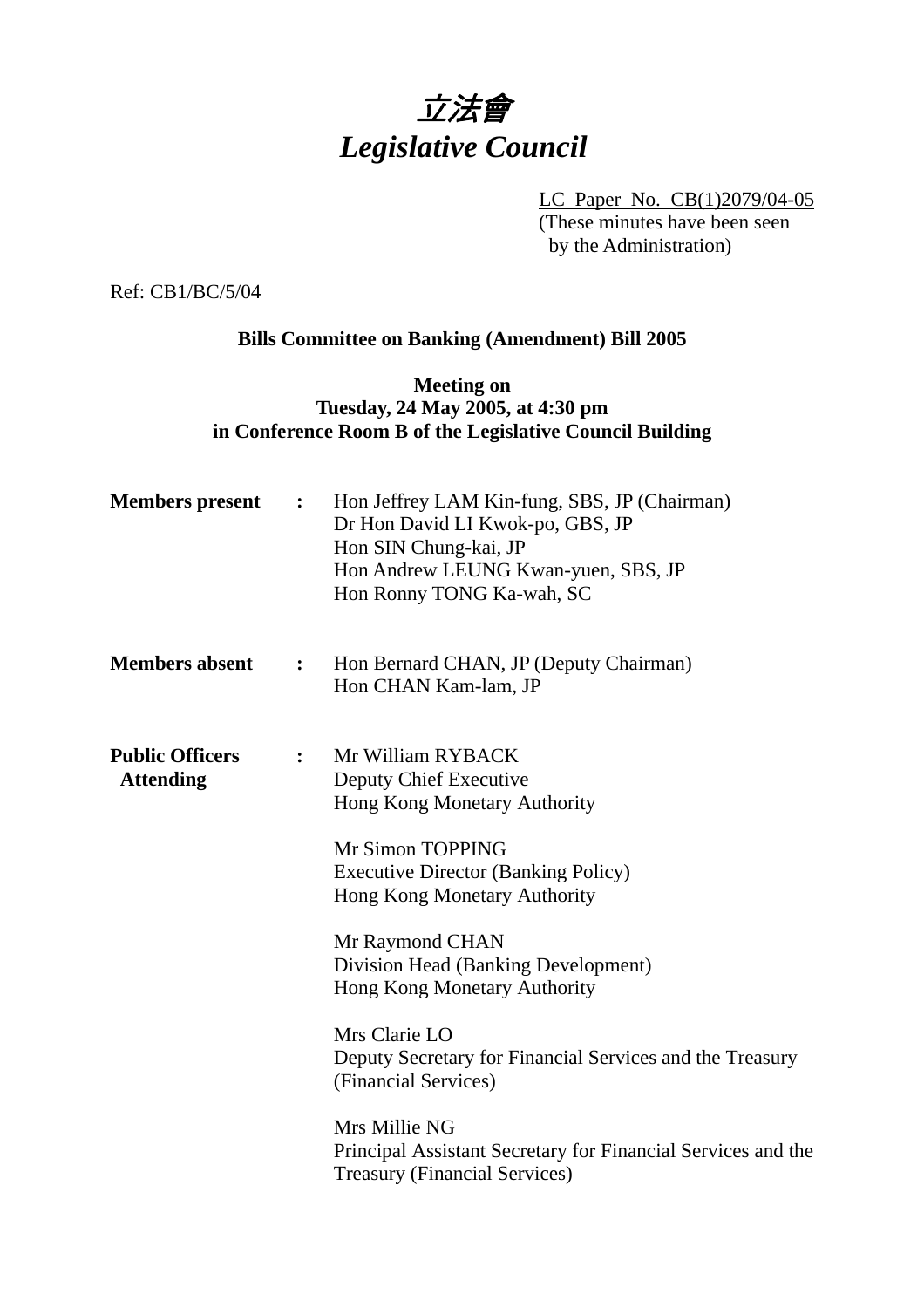# *立法會*
# *Legislative Council*

LC Paper No. CB(1)2079/04-05
(These minutes have been seen by the Administration)

Ref: CB1/BC/5/04

**Bills Committee on Banking (Amendment) Bill 2005**

**Meeting on**
**Tuesday, 24 May 2005, at 4:30 pm**
**in Conference Room B of the Legislative Council Building**

**Members present :** Hon Jeffrey LAM Kin-fung, SBS, JP (Chairman)
Dr Hon David LI Kwok-po, GBS, JP
Hon SIN Chung-kai, JP
Hon Andrew LEUNG Kwan-yuen, SBS, JP
Hon Ronny TONG Ka-wah, SC

**Members absent :** Hon Bernard CHAN, JP (Deputy Chairman)
Hon CHAN Kam-lam, JP

**Public Officers Attending :** Mr William RYBACK
Deputy Chief Executive
Hong Kong Monetary Authority

Mr Simon TOPPING
Executive Director (Banking Policy)
Hong Kong Monetary Authority

Mr Raymond CHAN
Division Head (Banking Development)
Hong Kong Monetary Authority

Mrs Clarie LO
Deputy Secretary for Financial Services and the Treasury (Financial Services)

Mrs Millie NG
Principal Assistant Secretary for Financial Services and the Treasury (Financial Services)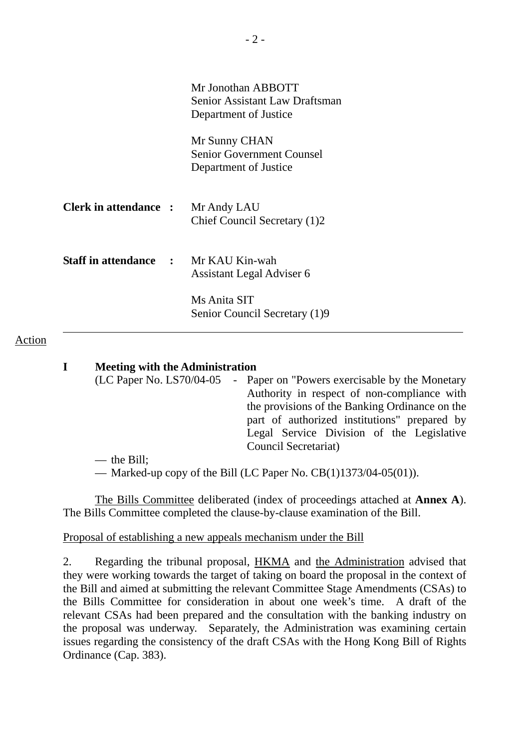| | | |
|---|---|---|
| | | Mr Jonothan ABBOTT<br>Senior Assistant Law Draftsman<br>Department of Justice |
| | | Mr Sunny CHAN<br>Senior Government Counsel<br>Department of Justice |
| **Clerk in attendance** | **:** | Mr Andy LAU<br>Chief Council Secretary (1)2 |
| **Staff in attendance** | **:** | Mr KAU Kin-wah<br>Assistant Legal Adviser 6 |
| | | Ms Anita SIT<br>Senior Council Secretary (1)9 |

---

Action

**I Meeting with the Administration**

(LC Paper No. LS70/04-05 - Paper on "Powers exercisable by the Monetary Authority in respect of non-compliance with the provisions of the Banking Ordinance on the part of authorized institutions" prepared by Legal Service Division of the Legislative Council Secretariat)

— the Bill;

— Marked-up copy of the Bill (LC Paper No. CB(1)1373/04-05(01)).

The Bills Committee deliberated (index of proceedings attached at **Annex A**). The Bills Committee completed the clause-by-clause examination of the Bill.

Proposal of establishing a new appeals mechanism under the Bill

2. Regarding the tribunal proposal, HKMA and the Administration advised that they were working towards the target of taking on board the proposal in the context of the Bill and aimed at submitting the relevant Committee Stage Amendments (CSAs) to the Bills Committee for consideration in about one week's time. A draft of the relevant CSAs had been prepared and the consultation with the banking industry on the proposal was underway. Separately, the Administration was examining certain issues regarding the consistency of the draft CSAs with the Hong Kong Bill of Rights Ordinance (Cap. 383).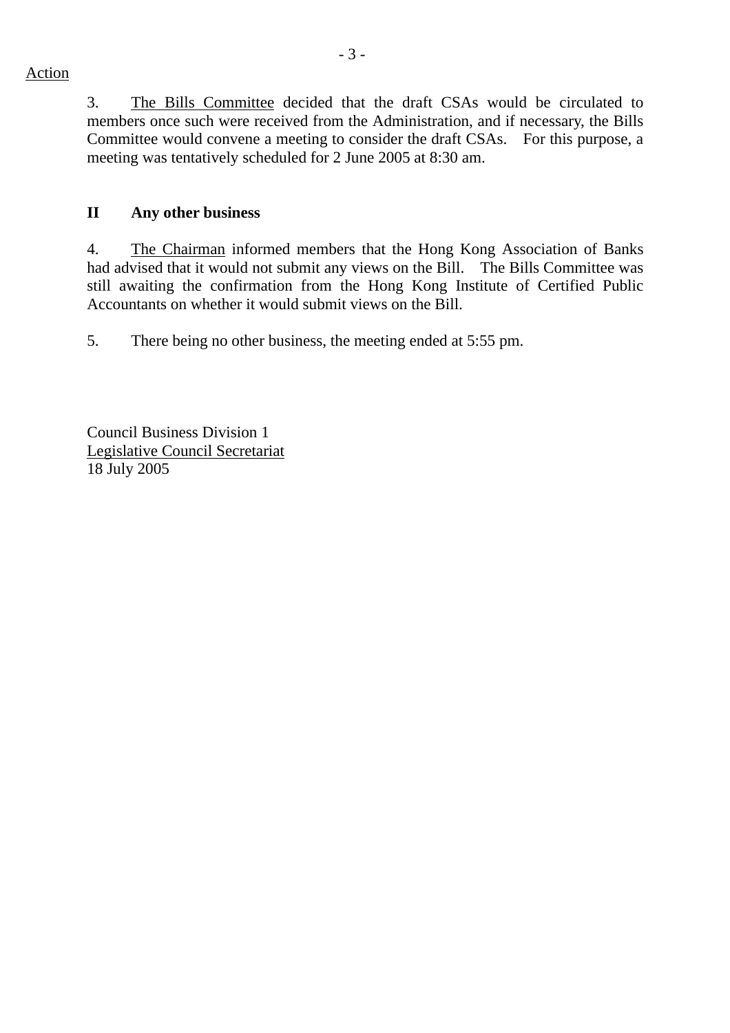Action

3. The Bills Committee decided that the draft CSAs would be circulated to members once such were received from the Administration, and if necessary, the Bills Committee would convene a meeting to consider the draft CSAs. For this purpose, a meeting was tentatively scheduled for 2 June 2005 at 8:30 am.

## II Any other business

4. The Chairman informed members that the Hong Kong Association of Banks had advised that it would not submit any views on the Bill. The Bills Committee was still awaiting the confirmation from the Hong Kong Institute of Certified Public Accountants on whether it would submit views on the Bill.

5. There being no other business, the meeting ended at 5:55 pm.

Council Business Division 1
Legislative Council Secretariat
18 July 2005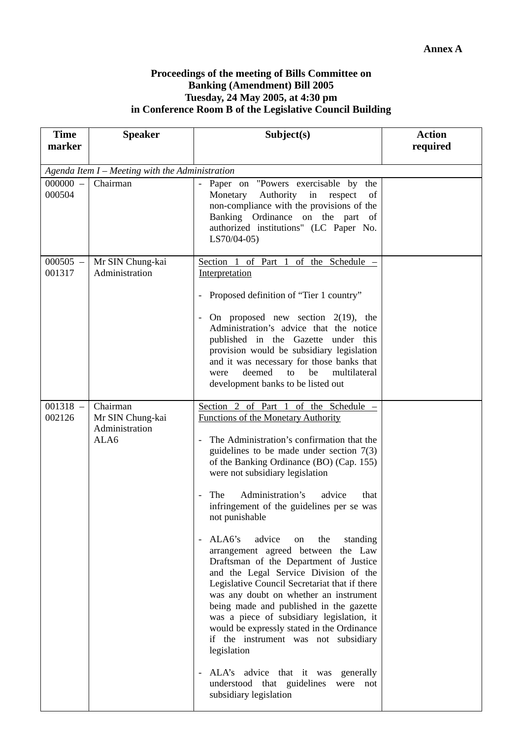**Annex A**

**Proceedings of the meeting of Bills Committee on**
**Banking (Amendment) Bill 2005**
**Tuesday, 24 May 2005, at 4:30 pm**
**in Conference Room B of the Legislative Council Building**

| Time marker | Speaker | Subject(s) | Action required |
|---|---|---|---|
| *Agenda Item I – Meeting with the Administration* | | | |
| 000000 – 000504 | Chairman | - Paper on "Powers exercisable by the Monetary Authority in respect of non-compliance with the provisions of the Banking Ordinance on the part of authorized institutions" (LC Paper No. LS70/04-05) | |
| 000505 – 001317 | Mr SIN Chung-kai<br>Administration | <u>Section 1 of Part 1 of the Schedule – Interpretation</u><br><br>- Proposed definition of "Tier 1 country"<br><br>- On proposed new section 2(19), the Administration's advice that the notice published in the Gazette under this provision would be subsidiary legislation and it was necessary for those banks that were deemed to be multilateral development banks to be listed out | |
| 001318 – 002126 | Chairman<br>Mr SIN Chung-kai<br>Administration<br>ALA6 | <u>Section 2 of Part 1 of the Schedule – Functions of the Monetary Authority</u><br><br>- The Administration's confirmation that the guidelines to be made under section 7(3) of the Banking Ordinance (BO) (Cap. 155) were not subsidiary legislation<br><br>- The Administration's advice that infringement of the guidelines per se was not punishable<br><br>- ALA6's advice on the standing arrangement agreed between the Law Draftsman of the Department of Justice and the Legal Service Division of the Legislative Council Secretariat that if there was any doubt on whether an instrument being made and published in the gazette was a piece of subsidiary legislation, it would be expressly stated in the Ordinance if the instrument was not subsidiary legislation<br><br>- ALA's advice that it was generally understood that guidelines were not subsidiary legislation | |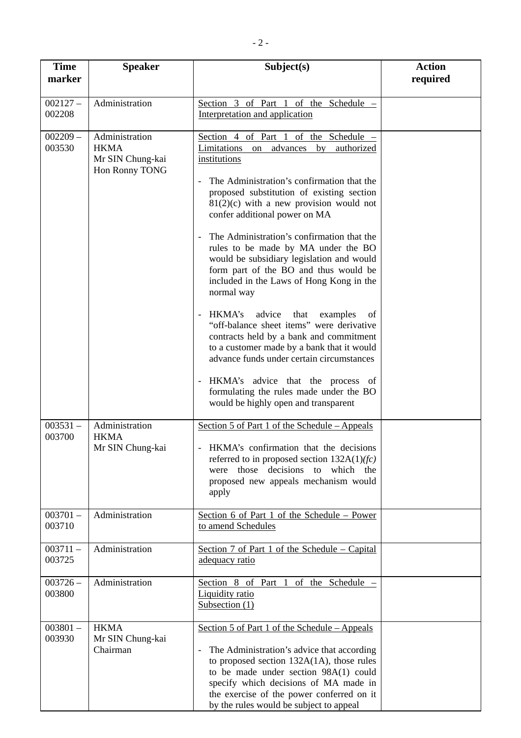| Time marker | Speaker | Subject(s) | Action required |
|---|---|---|---|
| 002127 – 002208 | Administration | Section 3 of Part 1 of the Schedule – Interpretation and application | |
| 002209 – 003530 | Administration<br>HKMA<br>Mr SIN Chung-kai<br>Hon Ronny TONG | Section 4 of Part 1 of the Schedule – Limitations on advances by authorized institutions<br><br>- The Administration's confirmation that the proposed substitution of existing section 81(2)(c) with a new provision would not confer additional power on MA<br><br>- The Administration's confirmation that the rules to be made by MA under the BO would be subsidiary legislation and would form part of the BO and thus would be included in the Laws of Hong Kong in the normal way<br><br>- HKMA's advice that examples of "off-balance sheet items" were derivative contracts held by a bank and commitment to a customer made by a bank that it would advance funds under certain circumstances<br><br>- HKMA's advice that the process of formulating the rules made under the BO would be highly open and transparent | |
| 003531 – 003700 | Administration<br>HKMA<br>Mr SIN Chung-kai | Section 5 of Part 1 of the Schedule – Appeals<br><br>- HKMA's confirmation that the decisions referred to in proposed section 132A(1)*(fc)* were those decisions to which the proposed new appeals mechanism would apply | |
| 003701 – 003710 | Administration | Section 6 of Part 1 of the Schedule – Power to amend Schedules | |
| 003711 – 003725 | Administration | Section 7 of Part 1 of the Schedule – Capital adequacy ratio | |
| 003726 – 003800 | Administration | Section 8 of Part 1 of the Schedule – Liquidity ratio<br>Subsection (1) | |
| 003801 – 003930 | HKMA<br>Mr SIN Chung-kai<br>Chairman | Section 5 of Part 1 of the Schedule – Appeals<br><br>- The Administration's advice that according to proposed section 132A(1A), those rules to be made under section 98A(1) could specify which decisions of MA made in the exercise of the power conferred on it by the rules would be subject to appeal | |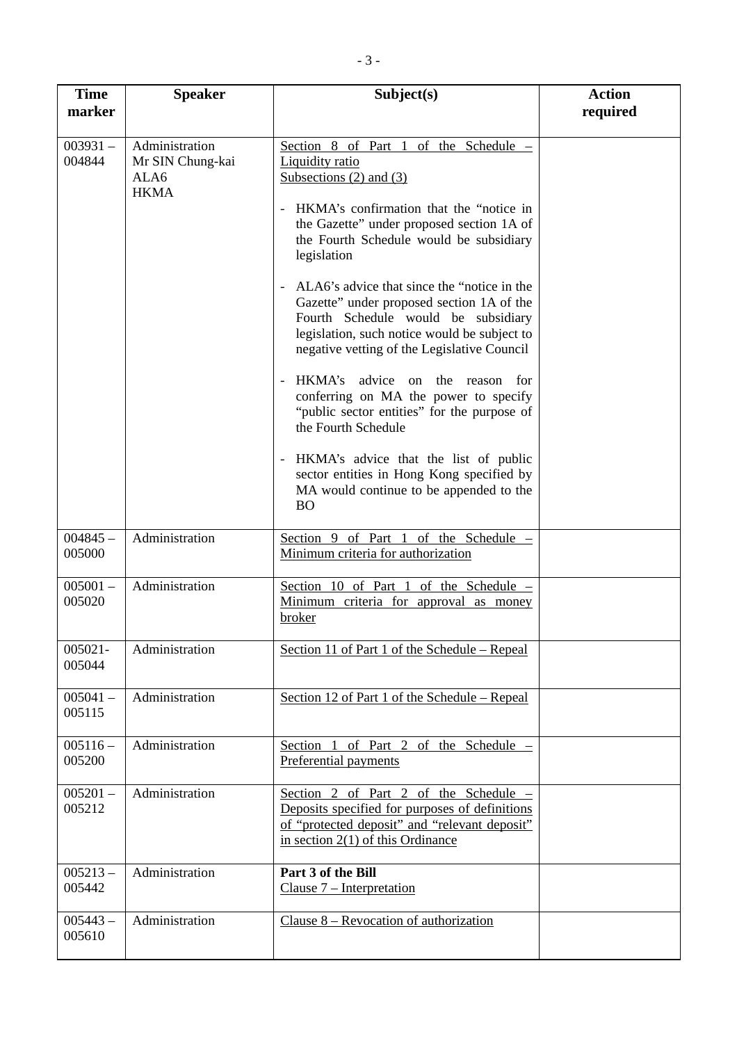| Time marker | Speaker | Subject(s) | Action required |
|---|---|---|---|
| 003931 – 004844 | Administration<br>Mr SIN Chung-kai<br>ALA6<br>HKMA | Section 8 of Part 1 of the Schedule – Liquidity ratio<br>Subsections (2) and (3)<br><br>- HKMA's confirmation that the "notice in the Gazette" under proposed section 1A of the Fourth Schedule would be subsidiary legislation<br><br>- ALA6's advice that since the "notice in the Gazette" under proposed section 1A of the Fourth Schedule would be subsidiary legislation, such notice would be subject to negative vetting of the Legislative Council<br><br>- HKMA's advice on the reason for conferring on MA the power to specify "public sector entities" for the purpose of the Fourth Schedule<br><br>- HKMA's advice that the list of public sector entities in Hong Kong specified by MA would continue to be appended to the BO | |
| 004845 – 005000 | Administration | Section 9 of Part 1 of the Schedule – Minimum criteria for authorization | |
| 005001 – 005020 | Administration | Section 10 of Part 1 of the Schedule – Minimum criteria for approval as money broker | |
| 005021- 005044 | Administration | Section 11 of Part 1 of the Schedule – Repeal | |
| 005041 – 005115 | Administration | Section 12 of Part 1 of the Schedule – Repeal | |
| 005116 – 005200 | Administration | Section 1 of Part 2 of the Schedule – Preferential payments | |
| 005201 – 005212 | Administration | Section 2 of Part 2 of the Schedule – Deposits specified for purposes of definitions of "protected deposit" and "relevant deposit" in section 2(1) of this Ordinance | |
| 005213 – 005442 | Administration | **Part 3 of the Bill**<br>Clause 7 – Interpretation | |
| 005443 – 005610 | Administration | Clause 8 – Revocation of authorization | |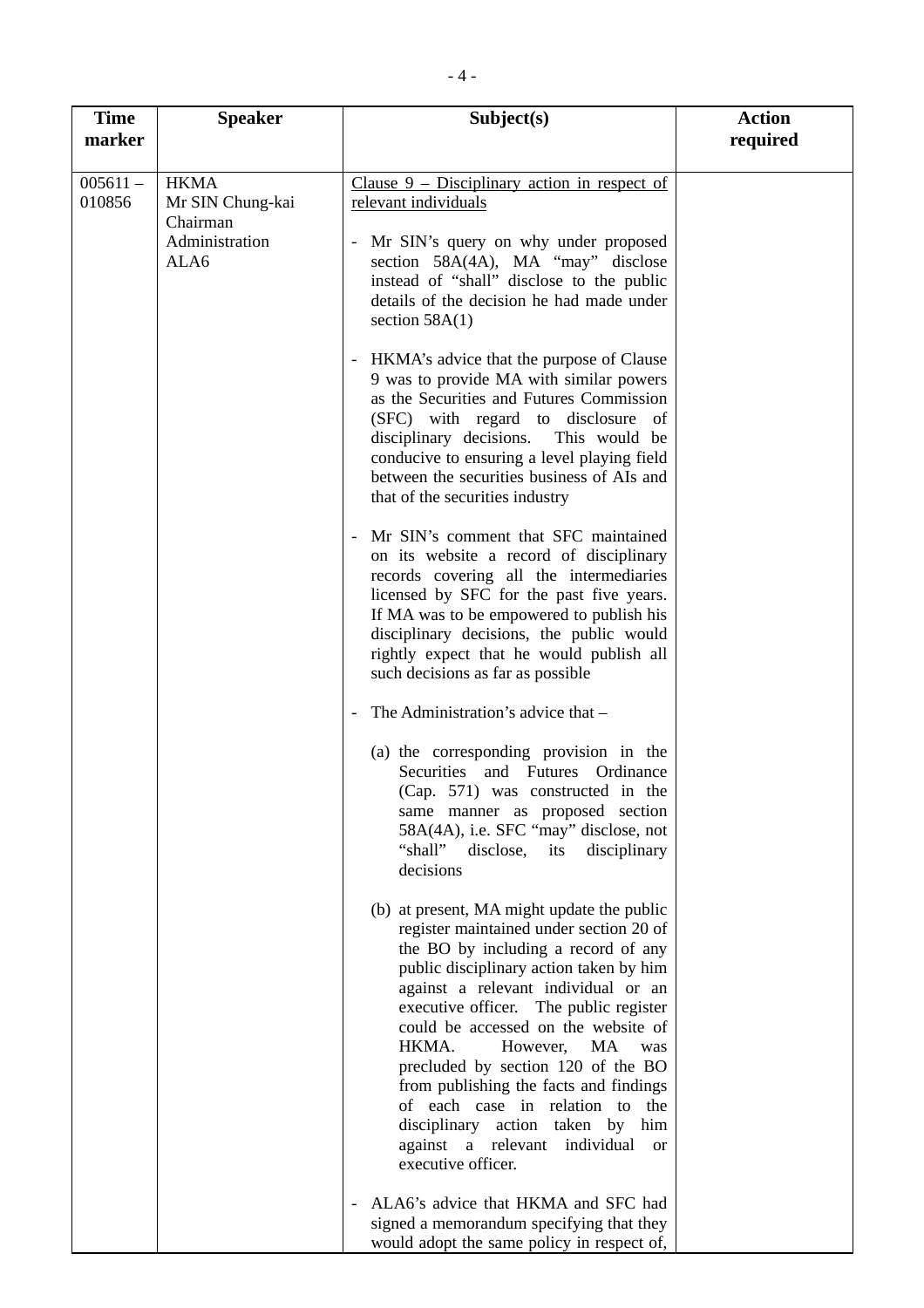| Time marker | Speaker | Subject(s) | Action required |
|---|---|---|---|
| 005611 – 010856 | HKMA<br>Mr SIN Chung-kai<br>Chairman<br>Administration<br>ALA6 | <u>Clause 9 – Disciplinary action in respect of relevant individuals</u><br><br>- Mr SIN's query on why under proposed section 58A(4A), MA "may" disclose instead of "shall" disclose to the public details of the decision he had made under section 58A(1)<br><br>- HKMA's advice that the purpose of Clause 9 was to provide MA with similar powers as the Securities and Futures Commission (SFC) with regard to disclosure of disciplinary decisions. This would be conducive to ensuring a level playing field between the securities business of AIs and that of the securities industry<br><br>- Mr SIN's comment that SFC maintained on its website a record of disciplinary records covering all the intermediaries licensed by SFC for the past five years. If MA was to be empowered to publish his disciplinary decisions, the public would rightly expect that he would publish all such decisions as far as possible<br><br>- The Administration's advice that –<br><br>(a) the corresponding provision in the Securities and Futures Ordinance (Cap. 571) was constructed in the same manner as proposed section 58A(4A), i.e. SFC "may" disclose, not "shall" disclose, its disciplinary decisions<br><br>(b) at present, MA might update the public register maintained under section 20 of the BO by including a record of any public disciplinary action taken by him against a relevant individual or an executive officer. The public register could be accessed on the website of HKMA. However, MA was precluded by section 120 of the BO from publishing the facts and findings of each case in relation to the disciplinary action taken by him against a relevant individual or executive officer.<br><br>- ALA6's advice that HKMA and SFC had signed a memorandum specifying that they would adopt the same policy in respect of, | |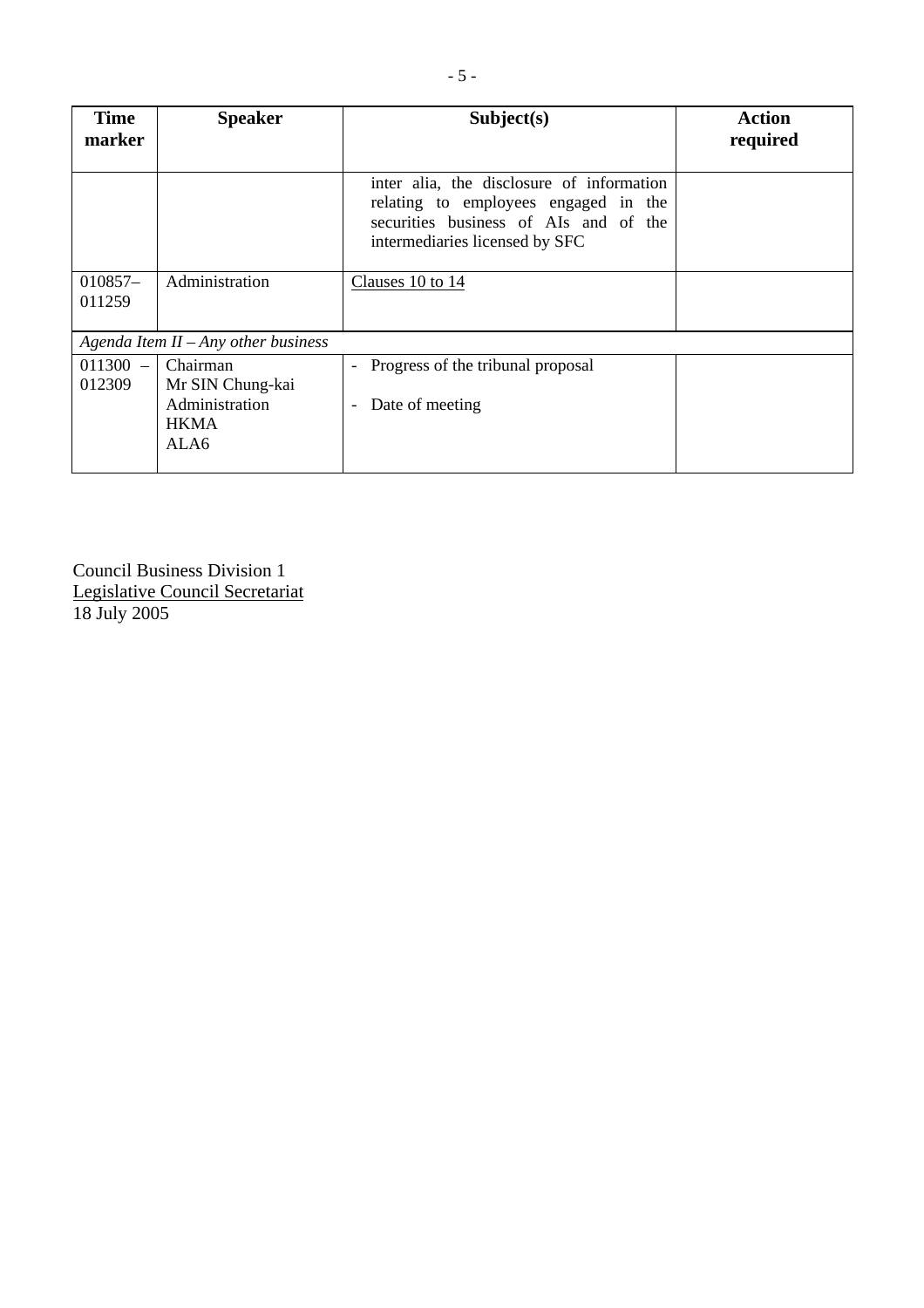| Time marker | Speaker | Subject(s) | Action required |
|---|---|---|---|
| | | inter alia, the disclosure of information relating to employees engaged in the securities business of AIs and of the intermediaries licensed by SFC | |
| 010857–011259 | Administration | Clauses 10 to 14 | |
| *Agenda Item II – Any other business* | | | |
| 011300 – 012309 | Chairman<br>Mr SIN Chung-kai<br>Administration<br>HKMA<br>ALA6 | - Progress of the tribunal proposal<br>- Date of meeting | |

Council Business Division 1
Legislative Council Secretariat
18 July 2005